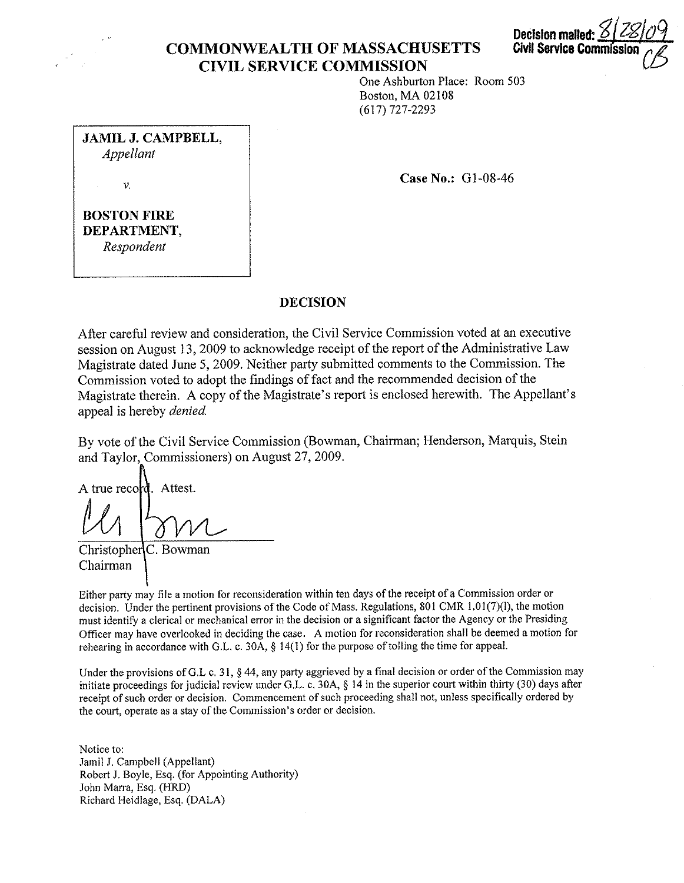Decision mailed: 8/28/09
Civil Service Commission

# COMMONWEALTH OF MASSACHUSETTS
# CIVIL SERVICE COMMISSION

One Ashburton Place: Room 503
Boston, MA 02108
(617) 727-2293

**JAMIL J. CAMPBELL,**
*Appellant*

*v.*

**BOSTON FIRE DEPARTMENT,**
*Respondent*

**Case No.:** G1-08-46

## DECISION

After careful review and consideration, the Civil Service Commission voted at an executive session on August 13, 2009 to acknowledge receipt of the report of the Administrative Law Magistrate dated June 5, 2009. Neither party submitted comments to the Commission. The Commission voted to adopt the findings of fact and the recommended decision of the Magistrate therein. A copy of the Magistrate's report is enclosed herewith. The Appellant's appeal is hereby *denied.*

By vote of the Civil Service Commission (Bowman, Chairman; Henderson, Marquis, Stein and Taylor, Commissioners) on August 27, 2009.

A true record. Attest.

Christopher C. Bowman
Chairman

Either party may file a motion for reconsideration within ten days of the receipt of a Commission order or decision. Under the pertinent provisions of the Code of Mass. Regulations, 801 CMR 1.01(7)(l), the motion must identify a clerical or mechanical error in the decision or a significant factor the Agency or the Presiding Officer may have overlooked in deciding the case. A motion for reconsideration shall be deemed a motion for rehearing in accordance with G.L. c. 30A, § 14(1) for the purpose of tolling the time for appeal.

Under the provisions of G.L c. 31, § 44, any party aggrieved by a final decision or order of the Commission may initiate proceedings for judicial review under G.L. c. 30A, § 14 in the superior court within thirty (30) days after receipt of such order or decision. Commencement of such proceeding shall not, unless specifically ordered by the court, operate as a stay of the Commission's order or decision.

Notice to:
Jamil J. Campbell (Appellant)
Robert J. Boyle, Esq. (for Appointing Authority)
John Marra, Esq. (HRD)
Richard Heidlage, Esq. (DALA)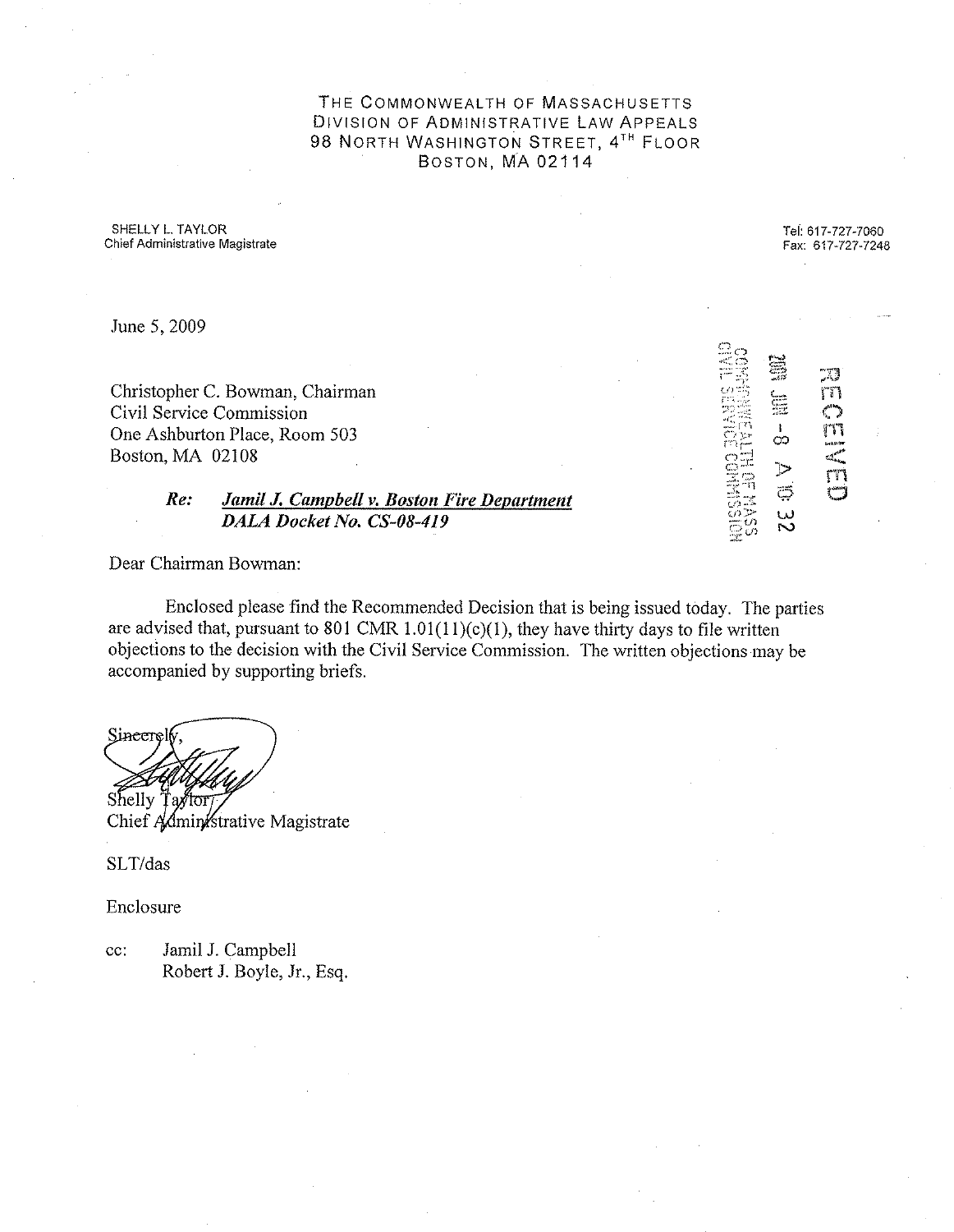THE COMMONWEALTH OF MASSACHUSETTS
DIVISION OF ADMINISTRATIVE LAW APPEALS
98 NORTH WASHINGTON STREET, 4TH FLOOR
BOSTON, MA 02114

SHELLY L. TAYLOR
Chief Administrative Magistrate

Tel: 617-727-7060
Fax: 617-727-7248

June 5, 2009

RECEIVED
2009 JUN -8 A 10: 32
COMMONWEALTH OF MASS
CIVIL SERVICE COMMISSION

Christopher C. Bowman, Chairman
Civil Service Commission
One Ashburton Place, Room 503
Boston, MA 02108

***Re: Jamil J. Campbell v. Boston Fire Department***
***DALA Docket No. CS-08-419***

Dear Chairman Bowman:

Enclosed please find the Recommended Decision that is being issued today. The parties are advised that, pursuant to 801 CMR 1.01(11)(c)(1), they have thirty days to file written objections to the decision with the Civil Service Commission. The written objections may be accompanied by supporting briefs.

Sincerely,

Shelly Taylor
Chief Administrative Magistrate

SLT/das

Enclosure

cc: Jamil J. Campbell
Robert J. Boyle, Jr., Esq.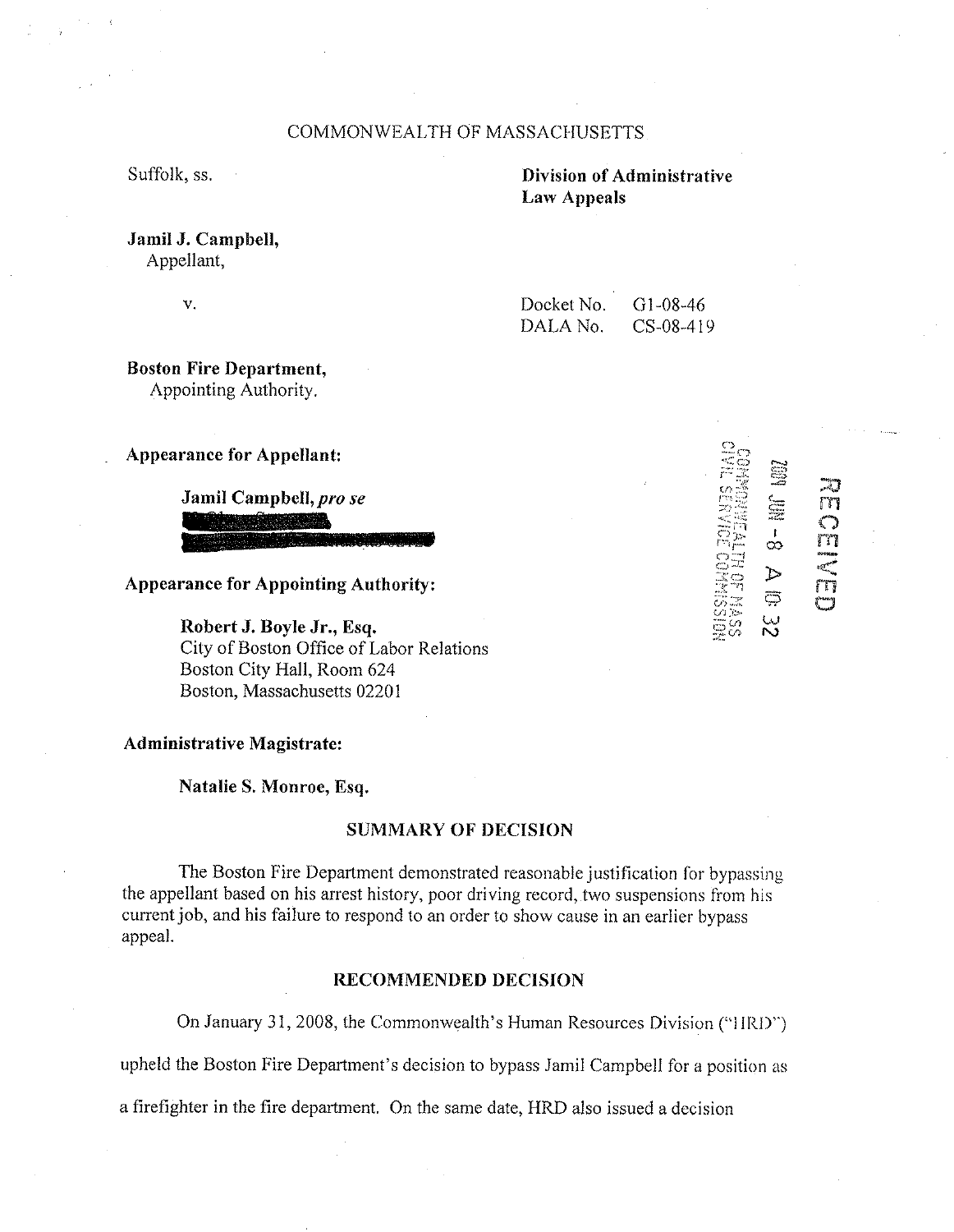COMMONWEALTH OF MASSACHUSETTS

Suffolk, ss.

**Division of Administrative Law Appeals**

**Jamil J. Campbell,**
Appellant,

v.

Docket No. G1-08-46
DALA No. CS-08-419

**Boston Fire Department,**
Appointing Authority.

**Appearance for Appellant:**

**Jamil Campbell,** ***pro se***

**Appearance for Appointing Authority:**

**Robert J. Boyle Jr., Esq.**
City of Boston Office of Labor Relations
Boston City Hall, Room 624
Boston, Massachusetts 02201

**Administrative Magistrate:**

**Natalie S. Monroe, Esq.**

RECEIVED
2009 JUN -8 A 10:32
COMMONWEALTH OF MASS
CIVIL SERVICE COMMISSION

## SUMMARY OF DECISION

The Boston Fire Department demonstrated reasonable justification for bypassing the appellant based on his arrest history, poor driving record, two suspensions from his current job, and his failure to respond to an order to show cause in an earlier bypass appeal.

## RECOMMENDED DECISION

On January 31, 2008, the Commonwealth's Human Resources Division ("HRD") upheld the Boston Fire Department's decision to bypass Jamil Campbell for a position as a firefighter in the fire department. On the same date, HRD also issued a decision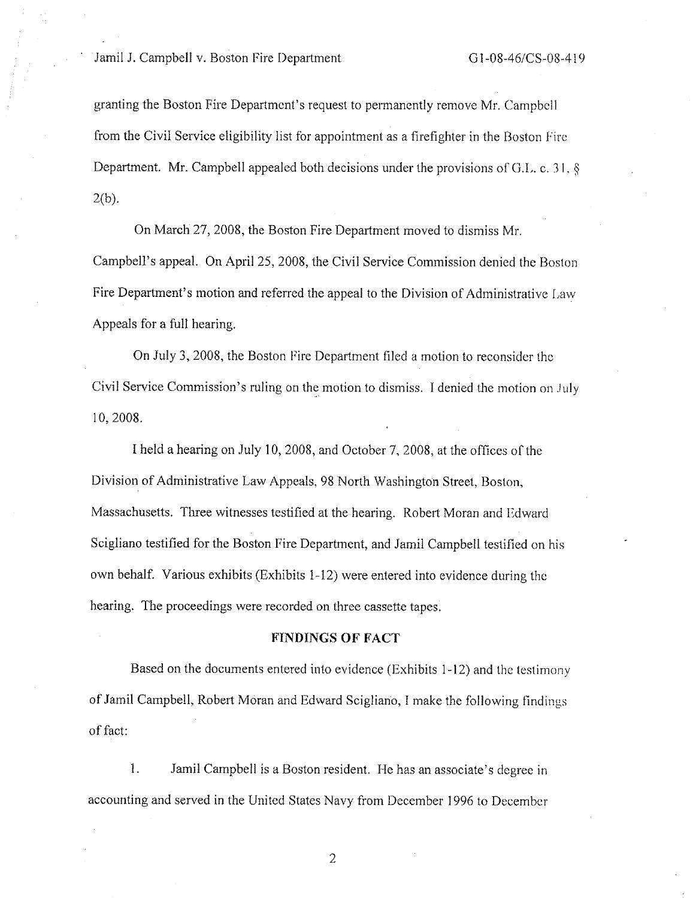granting the Boston Fire Department's request to permanently remove Mr. Campbell from the Civil Service eligibility list for appointment as a firefighter in the Boston Fire Department. Mr. Campbell appealed both decisions under the provisions of G.L. c. 31, § 2(b).

On March 27, 2008, the Boston Fire Department moved to dismiss Mr. Campbell's appeal. On April 25, 2008, the Civil Service Commission denied the Boston Fire Department's motion and referred the appeal to the Division of Administrative Law Appeals for a full hearing.

On July 3, 2008, the Boston Fire Department filed a motion to reconsider the Civil Service Commission's ruling on the motion to dismiss. I denied the motion on July 10, 2008.

I held a hearing on July 10, 2008, and October 7, 2008, at the offices of the Division of Administrative Law Appeals, 98 North Washington Street, Boston, Massachusetts. Three witnesses testified at the hearing. Robert Moran and Edward Scigliano testified for the Boston Fire Department, and Jamil Campbell testified on his own behalf. Various exhibits (Exhibits 1-12) were entered into evidence during the hearing. The proceedings were recorded on three cassette tapes.

## FINDINGS OF FACT

Based on the documents entered into evidence (Exhibits 1-12) and the testimony of Jamil Campbell, Robert Moran and Edward Scigliano, I make the following findings of fact:

1. Jamil Campbell is a Boston resident. He has an associate's degree in accounting and served in the United States Navy from December 1996 to December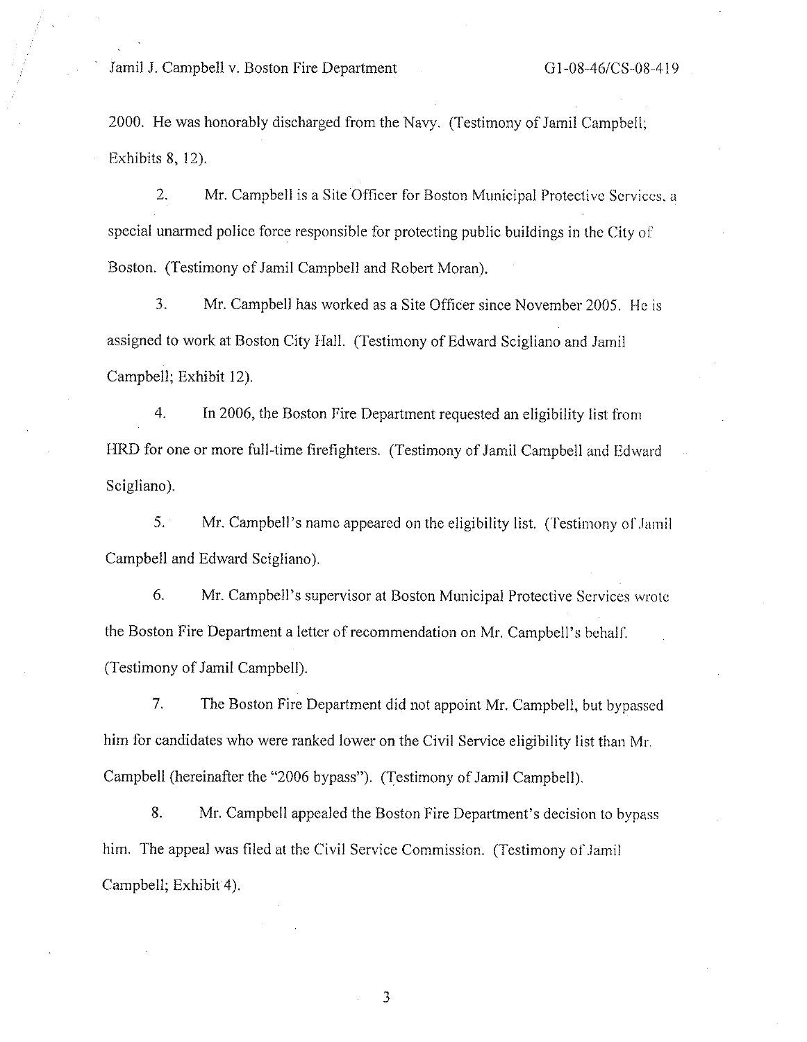2000. He was honorably discharged from the Navy. (Testimony of Jamil Campbell; Exhibits 8, 12).

2. Mr. Campbell is a Site Officer for Boston Municipal Protective Services, a special unarmed police force responsible for protecting public buildings in the City of Boston. (Testimony of Jamil Campbell and Robert Moran).

3. Mr. Campbell has worked as a Site Officer since November 2005. He is assigned to work at Boston City Hall. (Testimony of Edward Scigliano and Jamil Campbell; Exhibit 12).

4. In 2006, the Boston Fire Department requested an eligibility list from HRD for one or more full-time firefighters. (Testimony of Jamil Campbell and Edward Scigliano).

5. Mr. Campbell's name appeared on the eligibility list. (Testimony of Jamil Campbell and Edward Scigliano).

6. Mr. Campbell's supervisor at Boston Municipal Protective Services wrote the Boston Fire Department a letter of recommendation on Mr. Campbell's behalf. (Testimony of Jamil Campbell).

7. The Boston Fire Department did not appoint Mr. Campbell, but bypassed him for candidates who were ranked lower on the Civil Service eligibility list than Mr. Campbell (hereinafter the "2006 bypass"). (Testimony of Jamil Campbell).

8. Mr. Campbell appealed the Boston Fire Department's decision to bypass him. The appeal was filed at the Civil Service Commission. (Testimony of Jamil Campbell; Exhibit 4).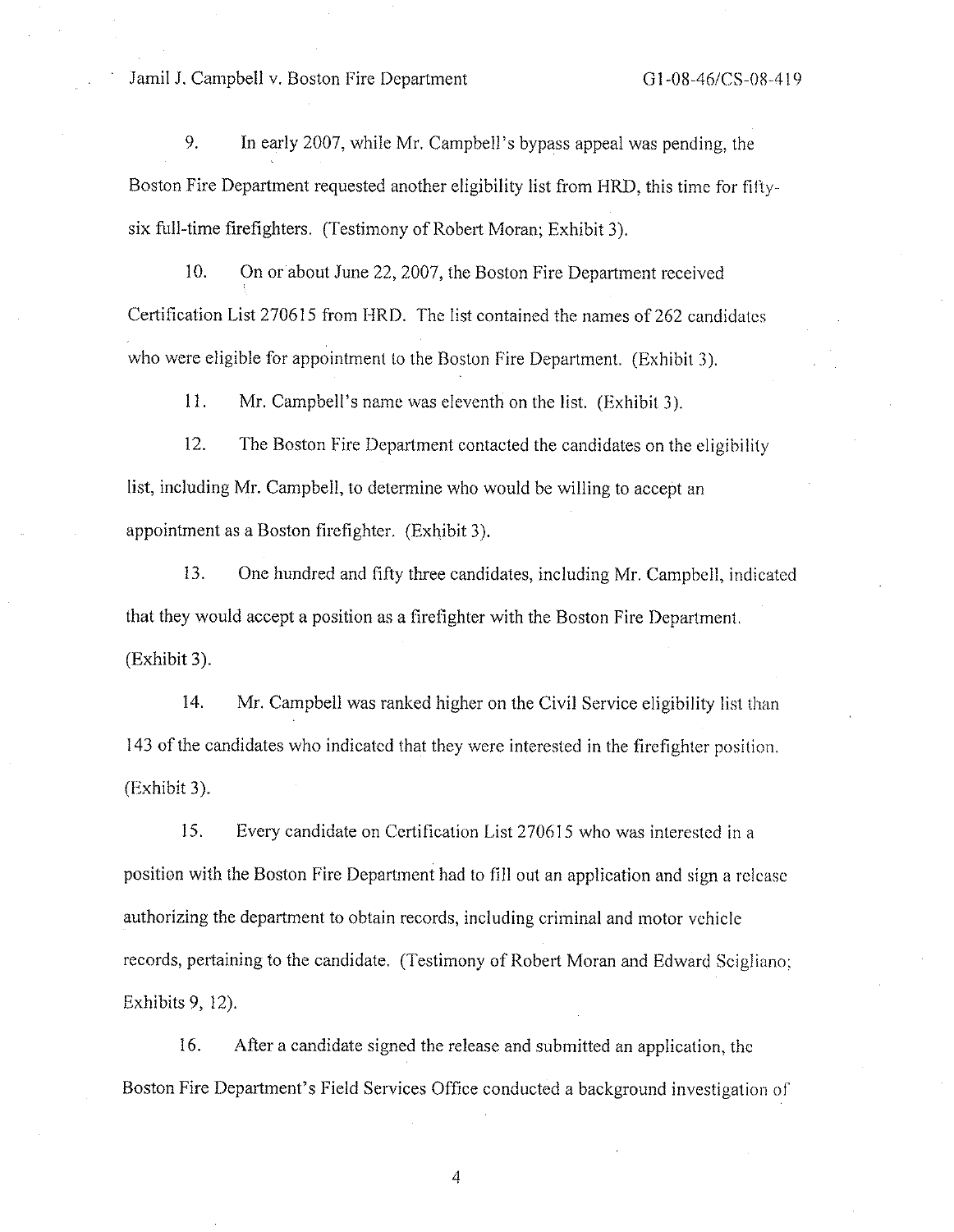9. In early 2007, while Mr. Campbell's bypass appeal was pending, the Boston Fire Department requested another eligibility list from HRD, this time for fifty-six full-time firefighters. (Testimony of Robert Moran; Exhibit 3).

10. On or about June 22, 2007, the Boston Fire Department received Certification List 270615 from HRD. The list contained the names of 262 candidates who were eligible for appointment to the Boston Fire Department. (Exhibit 3).

11. Mr. Campbell's name was eleventh on the list. (Exhibit 3).

12. The Boston Fire Department contacted the candidates on the eligibility list, including Mr. Campbell, to determine who would be willing to accept an appointment as a Boston firefighter. (Exhibit 3).

13. One hundred and fifty three candidates, including Mr. Campbell, indicated that they would accept a position as a firefighter with the Boston Fire Department. (Exhibit 3).

14. Mr. Campbell was ranked higher on the Civil Service eligibility list than 143 of the candidates who indicated that they were interested in the firefighter position. (Exhibit 3).

15. Every candidate on Certification List 270615 who was interested in a position with the Boston Fire Department had to fill out an application and sign a release authorizing the department to obtain records, including criminal and motor vehicle records, pertaining to the candidate. (Testimony of Robert Moran and Edward Scigliano; Exhibits 9, 12).

16. After a candidate signed the release and submitted an application, the Boston Fire Department's Field Services Office conducted a background investigation of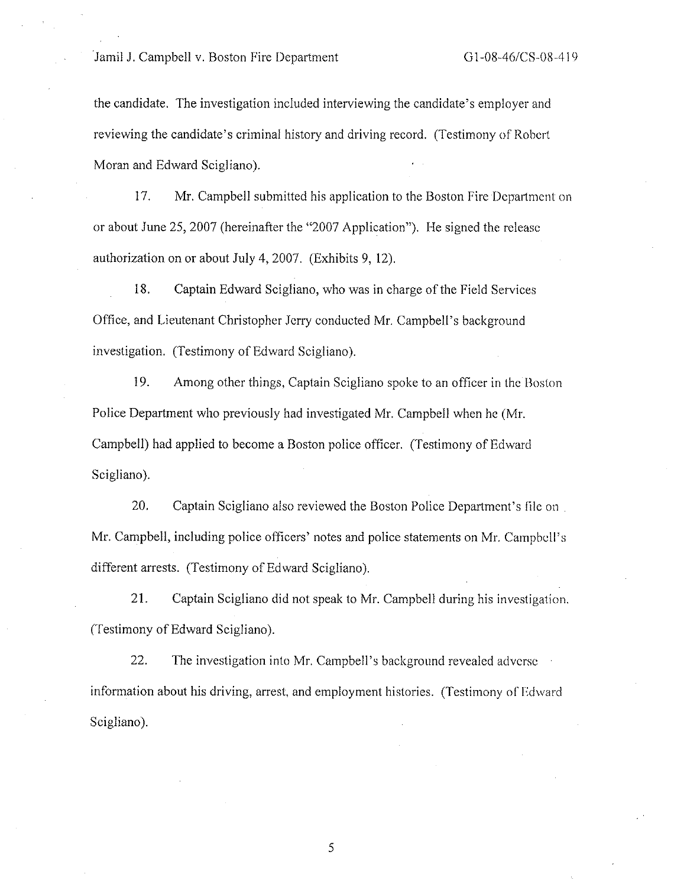the candidate. The investigation included interviewing the candidate's employer and reviewing the candidate's criminal history and driving record. (Testimony of Robert Moran and Edward Scigliano).

17. Mr. Campbell submitted his application to the Boston Fire Department on or about June 25, 2007 (hereinafter the "2007 Application"). He signed the release authorization on or about July 4, 2007. (Exhibits 9, 12).

18. Captain Edward Scigliano, who was in charge of the Field Services Office, and Lieutenant Christopher Jerry conducted Mr. Campbell's background investigation. (Testimony of Edward Scigliano).

19. Among other things, Captain Scigliano spoke to an officer in the Boston Police Department who previously had investigated Mr. Campbell when he (Mr. Campbell) had applied to become a Boston police officer. (Testimony of Edward Scigliano).

20. Captain Scigliano also reviewed the Boston Police Department's file on Mr. Campbell, including police officers' notes and police statements on Mr. Campbell's different arrests. (Testimony of Edward Scigliano).

21. Captain Scigliano did not speak to Mr. Campbell during his investigation. (Testimony of Edward Scigliano).

22. The investigation into Mr. Campbell's background revealed adverse information about his driving, arrest, and employment histories. (Testimony of Edward Scigliano).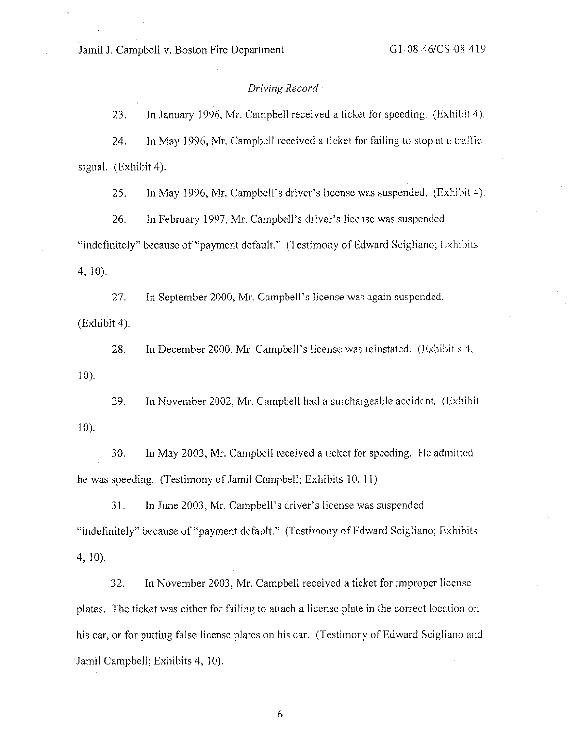*Driving Record*

23. In January 1996, Mr. Campbell received a ticket for speeding. (Exhibit 4).

24. In May 1996, Mr. Campbell received a ticket for failing to stop at a traffic signal. (Exhibit 4).

25. In May 1996, Mr. Campbell's driver's license was suspended. (Exhibit 4).

26. In February 1997, Mr. Campbell's driver's license was suspended "indefinitely" because of "payment default." (Testimony of Edward Scigliano; Exhibits 4, 10).

27. In September 2000, Mr. Campbell's license was again suspended. (Exhibit 4).

28. In December 2000, Mr. Campbell's license was reinstated. (Exhibit s 4, 10).

29. In November 2002, Mr. Campbell had a surchargeable accident. (Exhibit 10).

30. In May 2003, Mr. Campbell received a ticket for speeding. He admitted he was speeding. (Testimony of Jamil Campbell; Exhibits 10, 11).

31. In June 2003, Mr. Campbell's driver's license was suspended "indefinitely" because of "payment default." (Testimony of Edward Scigliano; Exhibits 4, 10).

32. In November 2003, Mr. Campbell received a ticket for improper license plates. The ticket was either for failing to attach a license plate in the correct location on his car, or for putting false license plates on his car. (Testimony of Edward Scigliano and Jamil Campbell; Exhibits 4, 10).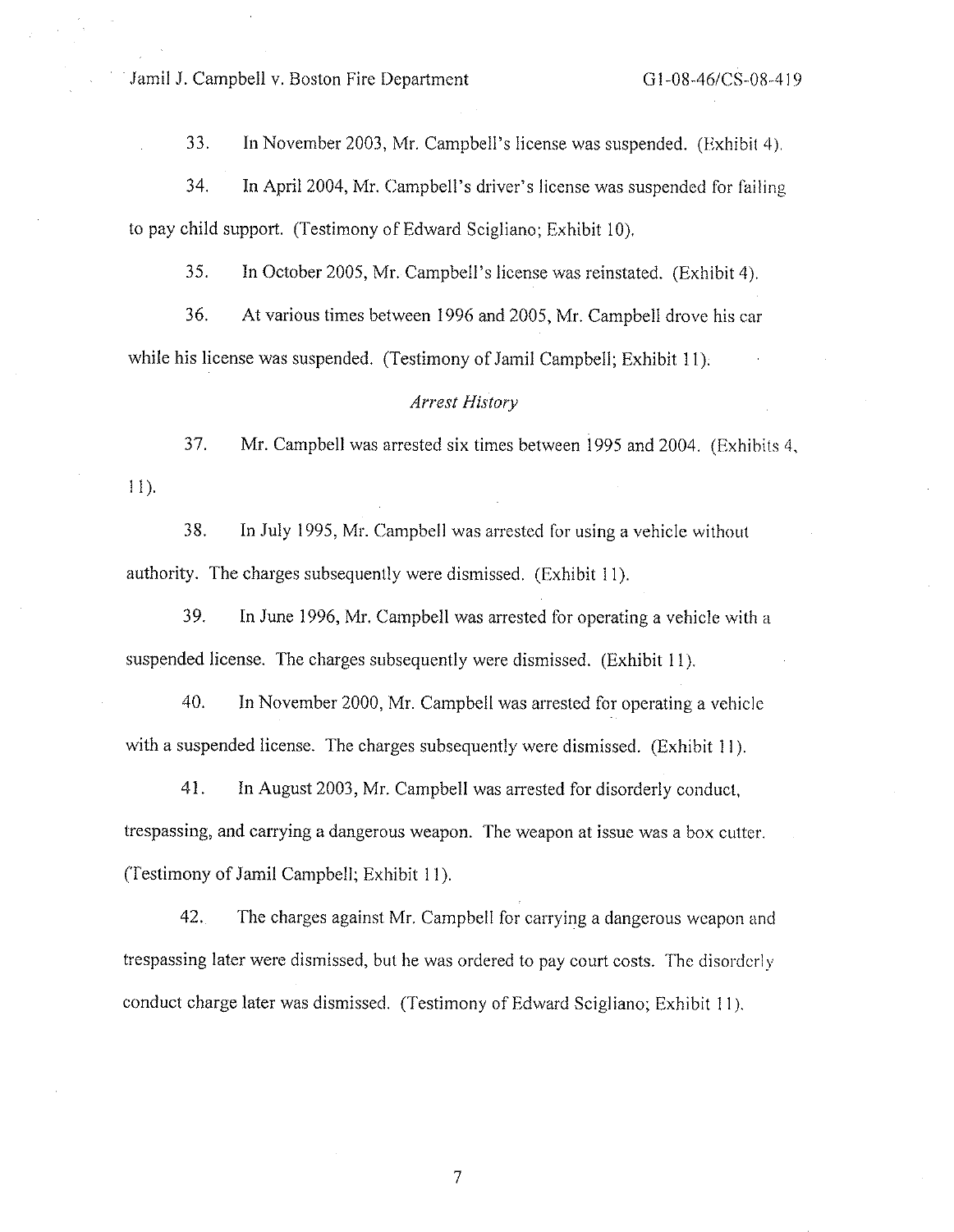33. In November 2003, Mr. Campbell's license was suspended. (Exhibit 4).

34. In April 2004, Mr. Campbell's driver's license was suspended for failing to pay child support. (Testimony of Edward Scigliano; Exhibit 10).

35. In October 2005, Mr. Campbell's license was reinstated. (Exhibit 4).

36. At various times between 1996 and 2005, Mr. Campbell drove his car while his license was suspended. (Testimony of Jamil Campbell; Exhibit 11).

*Arrest History*

37. Mr. Campbell was arrested six times between 1995 and 2004. (Exhibits 4, 11).

38. In July 1995, Mr. Campbell was arrested for using a vehicle without authority. The charges subsequently were dismissed. (Exhibit 11).

39. In June 1996, Mr. Campbell was arrested for operating a vehicle with a suspended license. The charges subsequently were dismissed. (Exhibit 11).

40. In November 2000, Mr. Campbell was arrested for operating a vehicle with a suspended license. The charges subsequently were dismissed. (Exhibit 11).

41. In August 2003, Mr. Campbell was arrested for disorderly conduct, trespassing, and carrying a dangerous weapon. The weapon at issue was a box cutter. (Testimony of Jamil Campbell; Exhibit 11).

42. The charges against Mr. Campbell for carrying a dangerous weapon and trespassing later were dismissed, but he was ordered to pay court costs. The disorderly conduct charge later was dismissed. (Testimony of Edward Scigliano; Exhibit 11).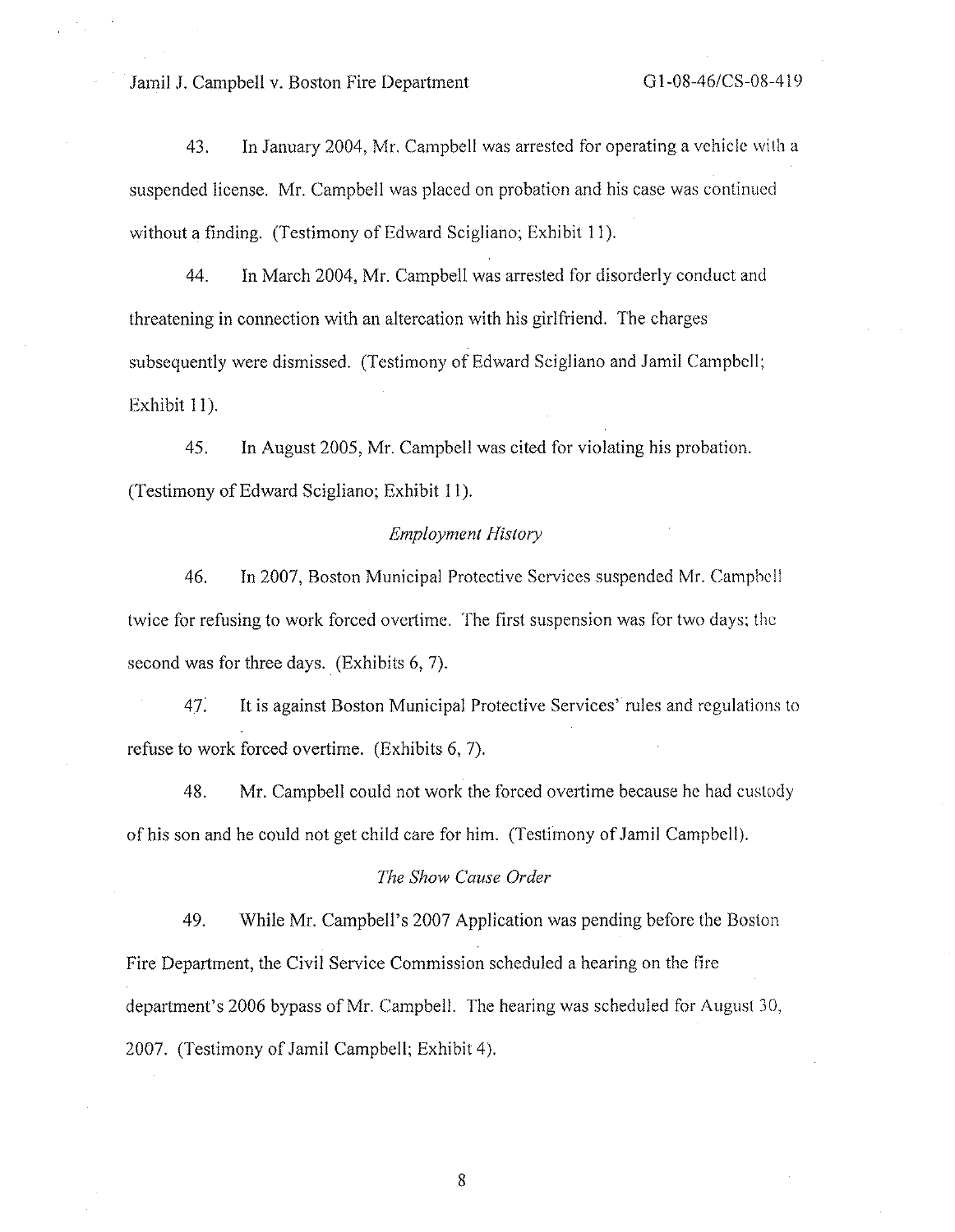43. In January 2004, Mr. Campbell was arrested for operating a vehicle with a suspended license. Mr. Campbell was placed on probation and his case was continued without a finding. (Testimony of Edward Scigliano; Exhibit 11).

44. In March 2004, Mr. Campbell was arrested for disorderly conduct and threatening in connection with an altercation with his girlfriend. The charges subsequently were dismissed. (Testimony of Edward Scigliano and Jamil Campbell; Exhibit 11).

45. In August 2005, Mr. Campbell was cited for violating his probation. (Testimony of Edward Scigliano; Exhibit 11).

*Employment History*

46. In 2007, Boston Municipal Protective Services suspended Mr. Campbell twice for refusing to work forced overtime. The first suspension was for two days; the second was for three days. (Exhibits 6, 7).

47. It is against Boston Municipal Protective Services' rules and regulations to refuse to work forced overtime. (Exhibits 6, 7).

48. Mr. Campbell could not work the forced overtime because he had custody of his son and he could not get child care for him. (Testimony of Jamil Campbell).

*The Show Cause Order*

49. While Mr. Campbell's 2007 Application was pending before the Boston Fire Department, the Civil Service Commission scheduled a hearing on the fire department's 2006 bypass of Mr. Campbell. The hearing was scheduled for August 30, 2007. (Testimony of Jamil Campbell; Exhibit 4).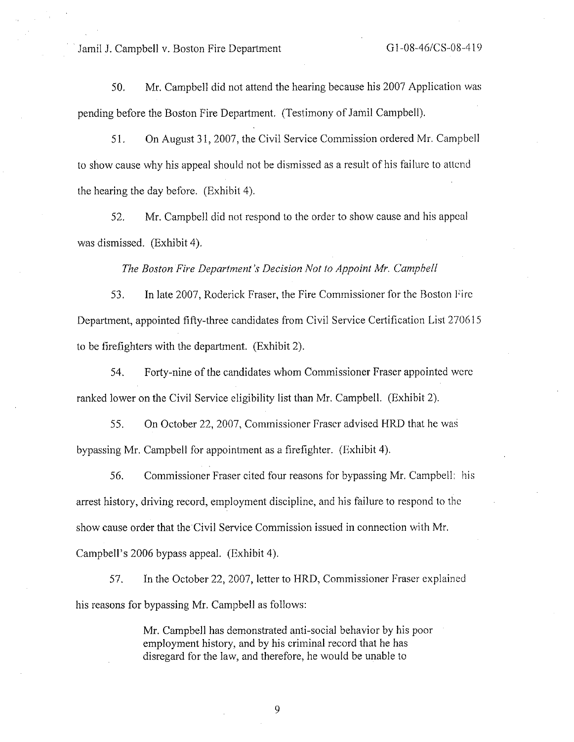50. Mr. Campbell did not attend the hearing because his 2007 Application was pending before the Boston Fire Department. (Testimony of Jamil Campbell).

51. On August 31, 2007, the Civil Service Commission ordered Mr. Campbell to show cause why his appeal should not be dismissed as a result of his failure to attend the hearing the day before. (Exhibit 4).

52. Mr. Campbell did not respond to the order to show cause and his appeal was dismissed. (Exhibit 4).

*The Boston Fire Department's Decision Not to Appoint Mr. Campbell*

53. In late 2007, Roderick Fraser, the Fire Commissioner for the Boston Fire Department, appointed fifty-three candidates from Civil Service Certification List 270615 to be firefighters with the department. (Exhibit 2).

54. Forty-nine of the candidates whom Commissioner Fraser appointed were ranked lower on the Civil Service eligibility list than Mr. Campbell. (Exhibit 2).

55. On October 22, 2007, Commissioner Fraser advised HRD that he was bypassing Mr. Campbell for appointment as a firefighter. (Exhibit 4).

56. Commissioner Fraser cited four reasons for bypassing Mr. Campbell: his arrest history, driving record, employment discipline, and his failure to respond to the show cause order that the Civil Service Commission issued in connection with Mr. Campbell's 2006 bypass appeal. (Exhibit 4).

57. In the October 22, 2007, letter to HRD, Commissioner Fraser explained his reasons for bypassing Mr. Campbell as follows:

> Mr. Campbell has demonstrated anti-social behavior by his poor employment history, and by his criminal record that he has disregard for the law, and therefore, he would be unable to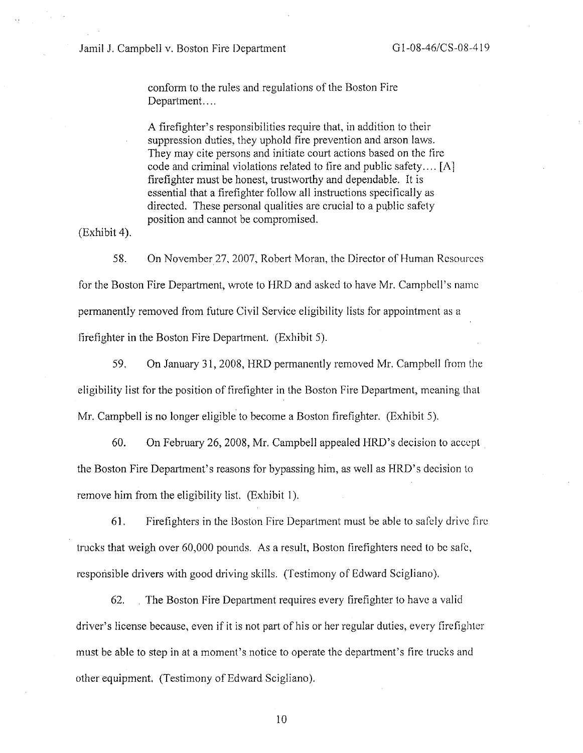> conform to the rules and regulations of the Boston Fire Department….
>
> A firefighter's responsibilities require that, in addition to their suppression duties, they uphold fire prevention and arson laws. They may cite persons and initiate court actions based on the fire code and criminal violations related to fire and public safety…. [A] firefighter must be honest, trustworthy and dependable. It is essential that a firefighter follow all instructions specifically as directed. These personal qualities are crucial to a public safety position and cannot be compromised.

(Exhibit 4).

58. On November 27, 2007, Robert Moran, the Director of Human Resources for the Boston Fire Department, wrote to HRD and asked to have Mr. Campbell's name permanently removed from future Civil Service eligibility lists for appointment as a firefighter in the Boston Fire Department. (Exhibit 5).

59. On January 31, 2008, HRD permanently removed Mr. Campbell from the eligibility list for the position of firefighter in the Boston Fire Department, meaning that Mr. Campbell is no longer eligible to become a Boston firefighter. (Exhibit 5).

60. On February 26, 2008, Mr. Campbell appealed HRD's decision to accept the Boston Fire Department's reasons for bypassing him, as well as HRD's decision to remove him from the eligibility list. (Exhibit 1).

61. Firefighters in the Boston Fire Department must be able to safely drive fire trucks that weigh over 60,000 pounds. As a result, Boston firefighters need to be safe, responsible drivers with good driving skills. (Testimony of Edward Scigliano).

62. The Boston Fire Department requires every firefighter to have a valid driver's license because, even if it is not part of his or her regular duties, every firefighter must be able to step in at a moment's notice to operate the department's fire trucks and other equipment. (Testimony of Edward Scigliano).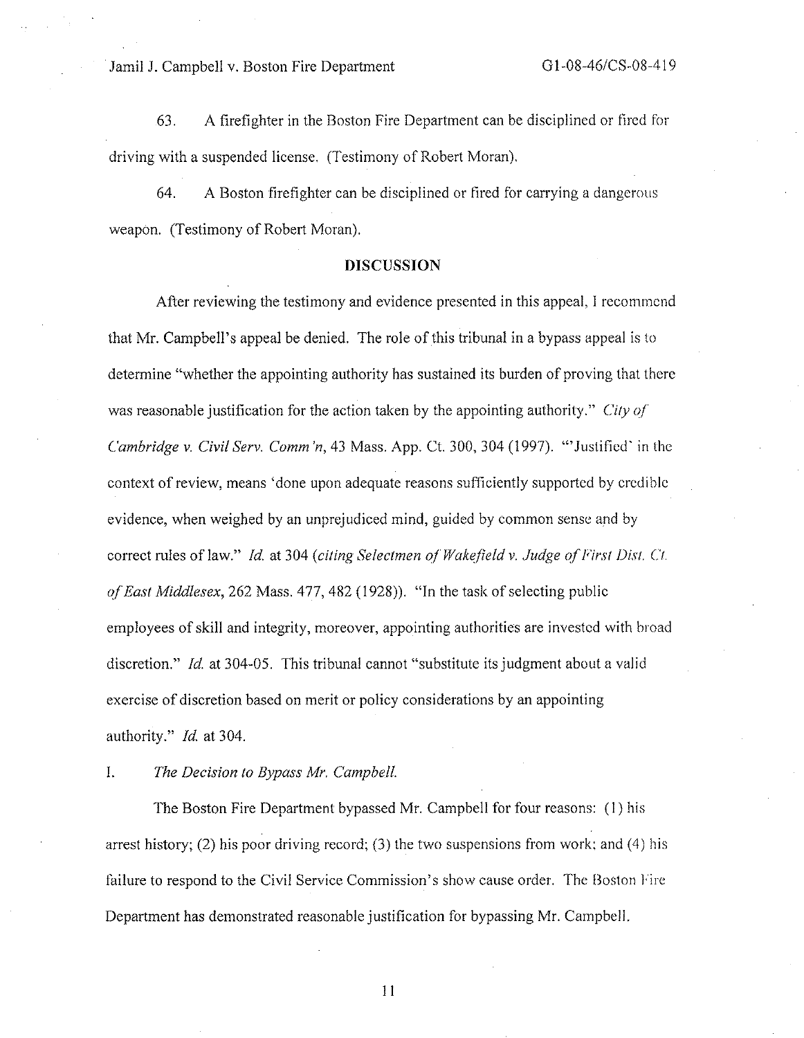63. A firefighter in the Boston Fire Department can be disciplined or fired for driving with a suspended license. (Testimony of Robert Moran).

64. A Boston firefighter can be disciplined or fired for carrying a dangerous weapon. (Testimony of Robert Moran).

## DISCUSSION

After reviewing the testimony and evidence presented in this appeal, I recommend that Mr. Campbell's appeal be denied. The role of this tribunal in a bypass appeal is to determine "whether the appointing authority has sustained its burden of proving that there was reasonable justification for the action taken by the appointing authority." *City of Cambridge v. Civil Serv. Comm'n*, 43 Mass. App. Ct. 300, 304 (1997). "'Justified' in the context of review, means 'done upon adequate reasons sufficiently supported by credible evidence, when weighed by an unprejudiced mind, guided by common sense and by correct rules of law." *Id.* at 304 (*citing Selectmen of Wakefield v. Judge of First Dist. Ct. of East Middlesex*, 262 Mass. 477, 482 (1928)). "In the task of selecting public employees of skill and integrity, moreover, appointing authorities are invested with broad discretion." *Id.* at 304-05. This tribunal cannot "substitute its judgment about a valid exercise of discretion based on merit or policy considerations by an appointing authority." *Id.* at 304.

I. *The Decision to Bypass Mr. Campbell.*

The Boston Fire Department bypassed Mr. Campbell for four reasons: (1) his arrest history; (2) his poor driving record; (3) the two suspensions from work; and (4) his failure to respond to the Civil Service Commission's show cause order. The Boston Fire Department has demonstrated reasonable justification for bypassing Mr. Campbell.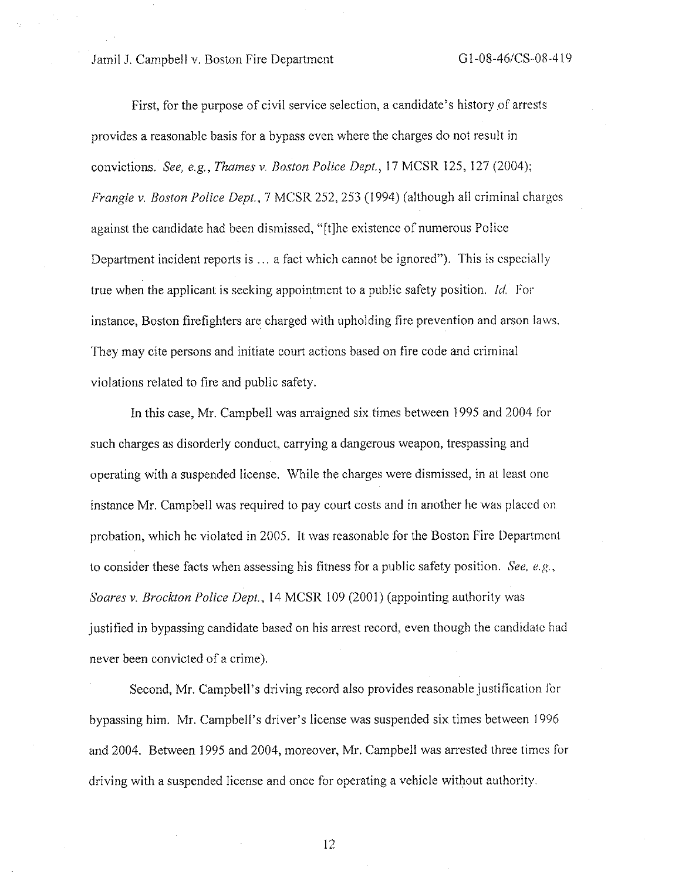First, for the purpose of civil service selection, a candidate's history of arrests provides a reasonable basis for a bypass even where the charges do not result in convictions. *See, e.g., Thames v. Boston Police Dept.*, 17 MCSR 125, 127 (2004); *Frangie v. Boston Police Dept.*, 7 MCSR 252, 253 (1994) (although all criminal charges against the candidate had been dismissed, "[t]he existence of numerous Police Department incident reports is … a fact which cannot be ignored"). This is especially true when the applicant is seeking appointment to a public safety position. *Id.* For instance, Boston firefighters are charged with upholding fire prevention and arson laws. They may cite persons and initiate court actions based on fire code and criminal violations related to fire and public safety.

In this case, Mr. Campbell was arraigned six times between 1995 and 2004 for such charges as disorderly conduct, carrying a dangerous weapon, trespassing and operating with a suspended license. While the charges were dismissed, in at least one instance Mr. Campbell was required to pay court costs and in another he was placed on probation, which he violated in 2005. It was reasonable for the Boston Fire Department to consider these facts when assessing his fitness for a public safety position. *See, e.g., Soares v. Brockton Police Dept.*, 14 MCSR 109 (2001) (appointing authority was justified in bypassing candidate based on his arrest record, even though the candidate had never been convicted of a crime).

Second, Mr. Campbell's driving record also provides reasonable justification for bypassing him. Mr. Campbell's driver's license was suspended six times between 1996 and 2004. Between 1995 and 2004, moreover, Mr. Campbell was arrested three times for driving with a suspended license and once for operating a vehicle without authority.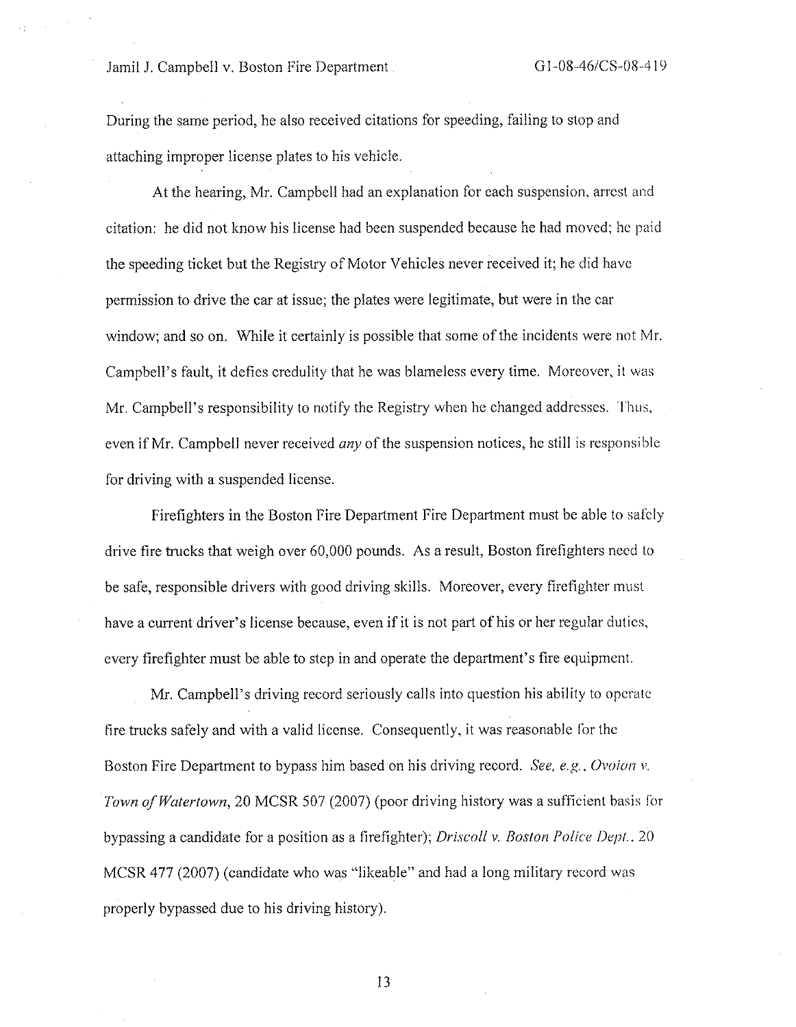During the same period, he also received citations for speeding, failing to stop and attaching improper license plates to his vehicle.

At the hearing, Mr. Campbell had an explanation for each suspension, arrest and citation: he did not know his license had been suspended because he had moved; he paid the speeding ticket but the Registry of Motor Vehicles never received it; he did have permission to drive the car at issue; the plates were legitimate, but were in the car window; and so on. While it certainly is possible that some of the incidents were not Mr. Campbell's fault, it defies credulity that he was blameless every time. Moreover, it was Mr. Campbell's responsibility to notify the Registry when he changed addresses. Thus, even if Mr. Campbell never received *any* of the suspension notices, he still is responsible for driving with a suspended license.

Firefighters in the Boston Fire Department Fire Department must be able to safely drive fire trucks that weigh over 60,000 pounds. As a result, Boston firefighters need to be safe, responsible drivers with good driving skills. Moreover, every firefighter must have a current driver's license because, even if it is not part of his or her regular duties, every firefighter must be able to step in and operate the department's fire equipment.

Mr. Campbell's driving record seriously calls into question his ability to operate fire trucks safely and with a valid license. Consequently, it was reasonable for the Boston Fire Department to bypass him based on his driving record. *See, e.g., Ovoian v. Town of Watertown*, 20 MCSR 507 (2007) (poor driving history was a sufficient basis for bypassing a candidate for a position as a firefighter); *Driscoll v. Boston Police Dept.*, 20 MCSR 477 (2007) (candidate who was "likeable" and had a long military record was properly bypassed due to his driving history).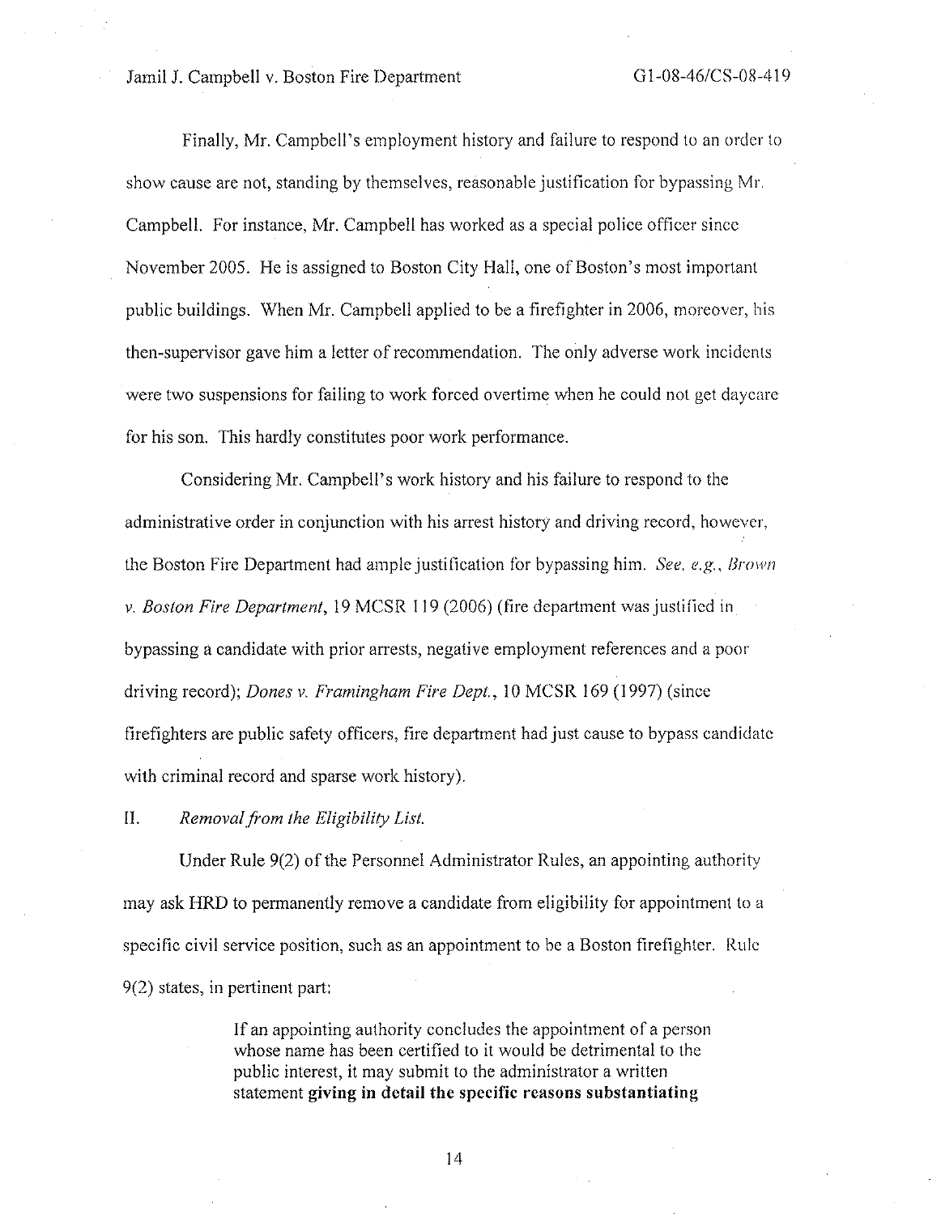Finally, Mr. Campbell's employment history and failure to respond to an order to show cause are not, standing by themselves, reasonable justification for bypassing Mr. Campbell. For instance, Mr. Campbell has worked as a special police officer since November 2005. He is assigned to Boston City Hall, one of Boston's most important public buildings. When Mr. Campbell applied to be a firefighter in 2006, moreover, his then-supervisor gave him a letter of recommendation. The only adverse work incidents were two suspensions for failing to work forced overtime when he could not get daycare for his son. This hardly constitutes poor work performance.

Considering Mr. Campbell's work history and his failure to respond to the administrative order in conjunction with his arrest history and driving record, however, the Boston Fire Department had ample justification for bypassing him. *See, e.g., Brown v. Boston Fire Department*, 19 MCSR 119 (2006) (fire department was justified in bypassing a candidate with prior arrests, negative employment references and a poor driving record); *Dones v. Framingham Fire Dept.*, 10 MCSR 169 (1997) (since firefighters are public safety officers, fire department had just cause to bypass candidate with criminal record and sparse work history).

II. *Removal from the Eligibility List.*

Under Rule 9(2) of the Personnel Administrator Rules, an appointing authority may ask HRD to permanently remove a candidate from eligibility for appointment to a specific civil service position, such as an appointment to be a Boston firefighter. Rule 9(2) states, in pertinent part:

> If an appointing authority concludes the appointment of a person whose name has been certified to it would be detrimental to the public interest, it may submit to the administrator a written statement **giving in detail the specific reasons substantiating**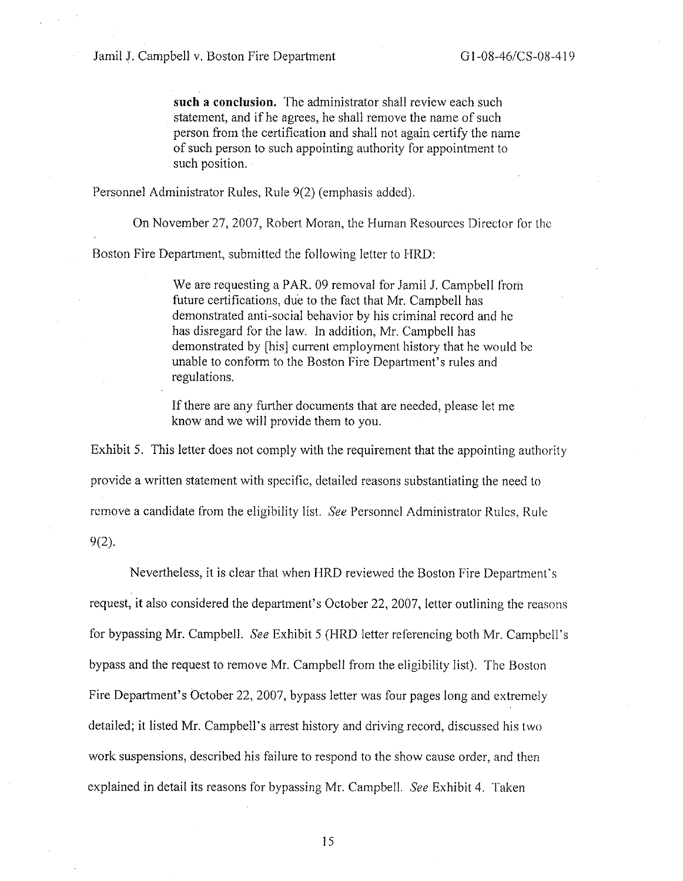> **such a conclusion.** The administrator shall review each such statement, and if he agrees, he shall remove the name of such person from the certification and shall not again certify the name of such person to such appointing authority for appointment to such position.

Personnel Administrator Rules, Rule 9(2) (emphasis added).

On November 27, 2007, Robert Moran, the Human Resources Director for the Boston Fire Department, submitted the following letter to HRD:

> We are requesting a PAR. 09 removal for Jamil J. Campbell from future certifications, due to the fact that Mr. Campbell has demonstrated anti-social behavior by his criminal record and he has disregard for the law. In addition, Mr. Campbell has demonstrated by [his] current employment history that he would be unable to conform to the Boston Fire Department's rules and regulations.
>
> If there are any further documents that are needed, please let me know and we will provide them to you.

Exhibit 5. This letter does not comply with the requirement that the appointing authority provide a written statement with specific, detailed reasons substantiating the need to remove a candidate from the eligibility list. *See* Personnel Administrator Rules, Rule 9(2).

Nevertheless, it is clear that when HRD reviewed the Boston Fire Department's request, it also considered the department's October 22, 2007, letter outlining the reasons for bypassing Mr. Campbell. *See* Exhibit 5 (HRD letter referencing both Mr. Campbell's bypass and the request to remove Mr. Campbell from the eligibility list). The Boston Fire Department's October 22, 2007, bypass letter was four pages long and extremely detailed; it listed Mr. Campbell's arrest history and driving record, discussed his two work suspensions, described his failure to respond to the show cause order, and then explained in detail its reasons for bypassing Mr. Campbell. *See* Exhibit 4. Taken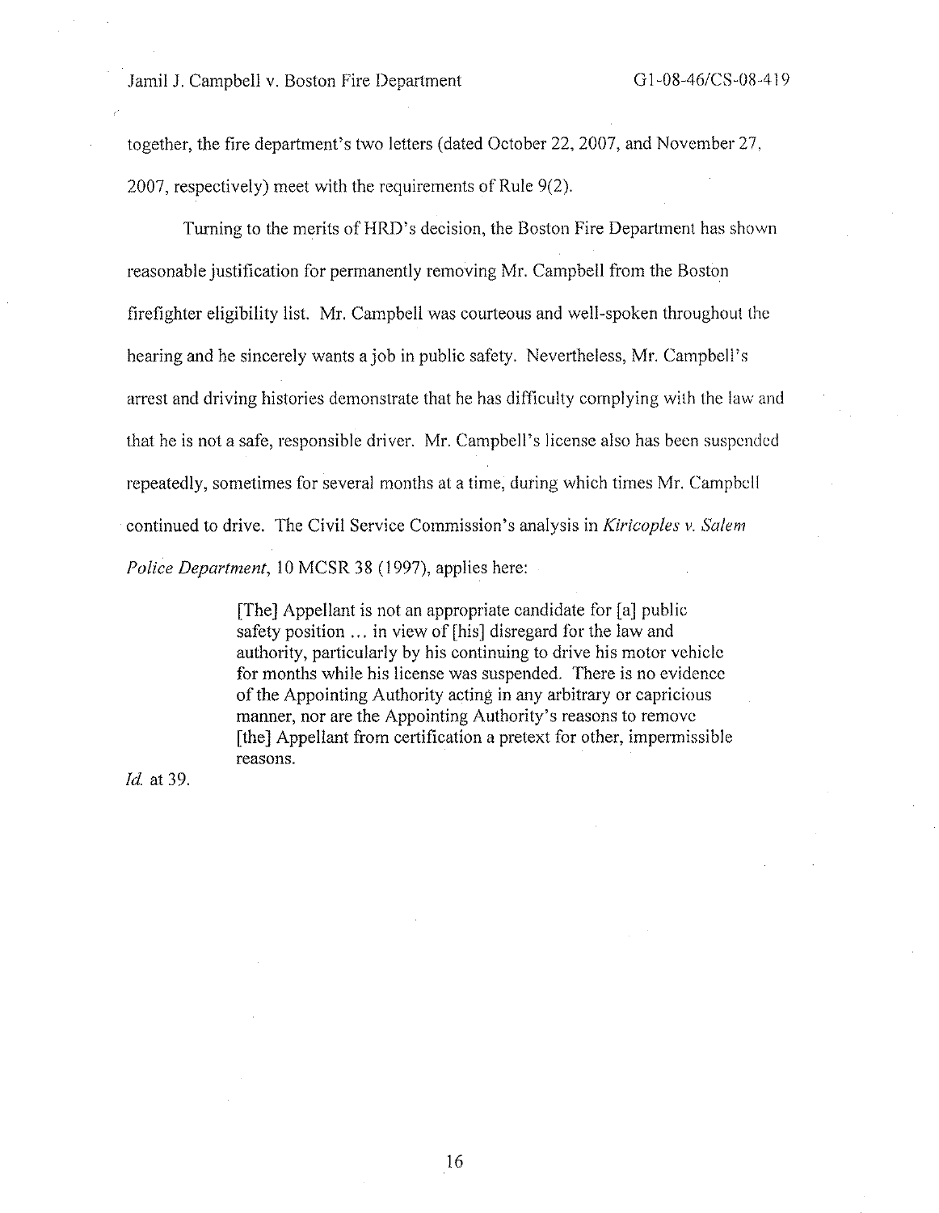together, the fire department's two letters (dated October 22, 2007, and November 27, 2007, respectively) meet with the requirements of Rule 9(2).

Turning to the merits of HRD's decision, the Boston Fire Department has shown reasonable justification for permanently removing Mr. Campbell from the Boston firefighter eligibility list. Mr. Campbell was courteous and well-spoken throughout the hearing and he sincerely wants a job in public safety. Nevertheless, Mr. Campbell's arrest and driving histories demonstrate that he has difficulty complying with the law and that he is not a safe, responsible driver. Mr. Campbell's license also has been suspended repeatedly, sometimes for several months at a time, during which times Mr. Campbell continued to drive. The Civil Service Commission's analysis in *Kiricoples v. Salem Police Department*, 10 MCSR 38 (1997), applies here:

> [The] Appellant is not an appropriate candidate for [a] public safety position ... in view of [his] disregard for the law and authority, particularly by his continuing to drive his motor vehicle for months while his license was suspended. There is no evidence of the Appointing Authority acting in any arbitrary or capricious manner, nor are the Appointing Authority's reasons to remove [the] Appellant from certification a pretext for other, impermissible reasons.

*Id.* at 39.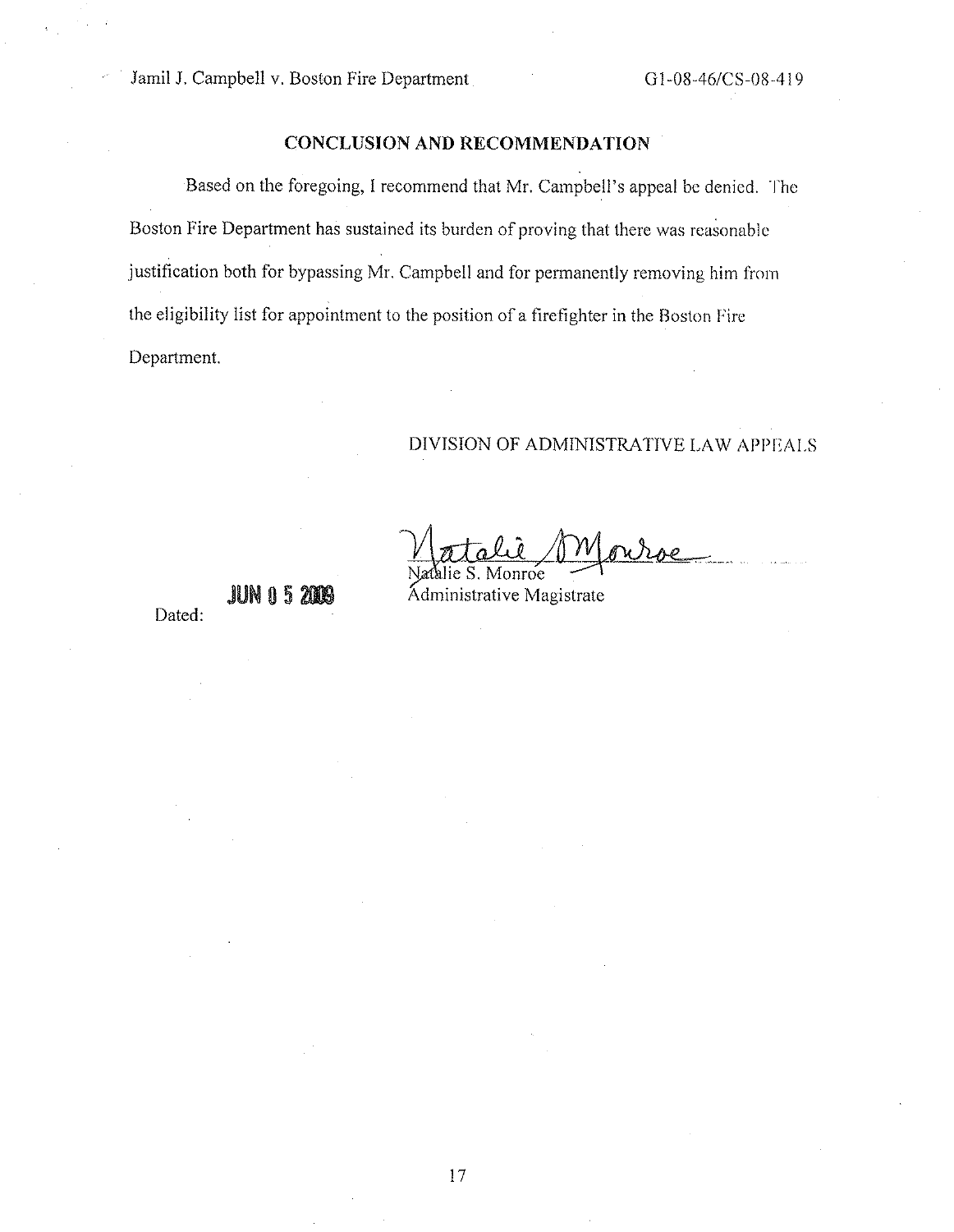## CONCLUSION AND RECOMMENDATION

Based on the foregoing, I recommend that Mr. Campbell's appeal be denied. The Boston Fire Department has sustained its burden of proving that there was reasonable justification both for bypassing Mr. Campbell and for permanently removing him from the eligibility list for appointment to the position of a firefighter in the Boston Fire Department.

DIVISION OF ADMINISTRATIVE LAW APPEALS

Natalie S. Monroe
Administrative Magistrate

Dated: JUN 05 2009